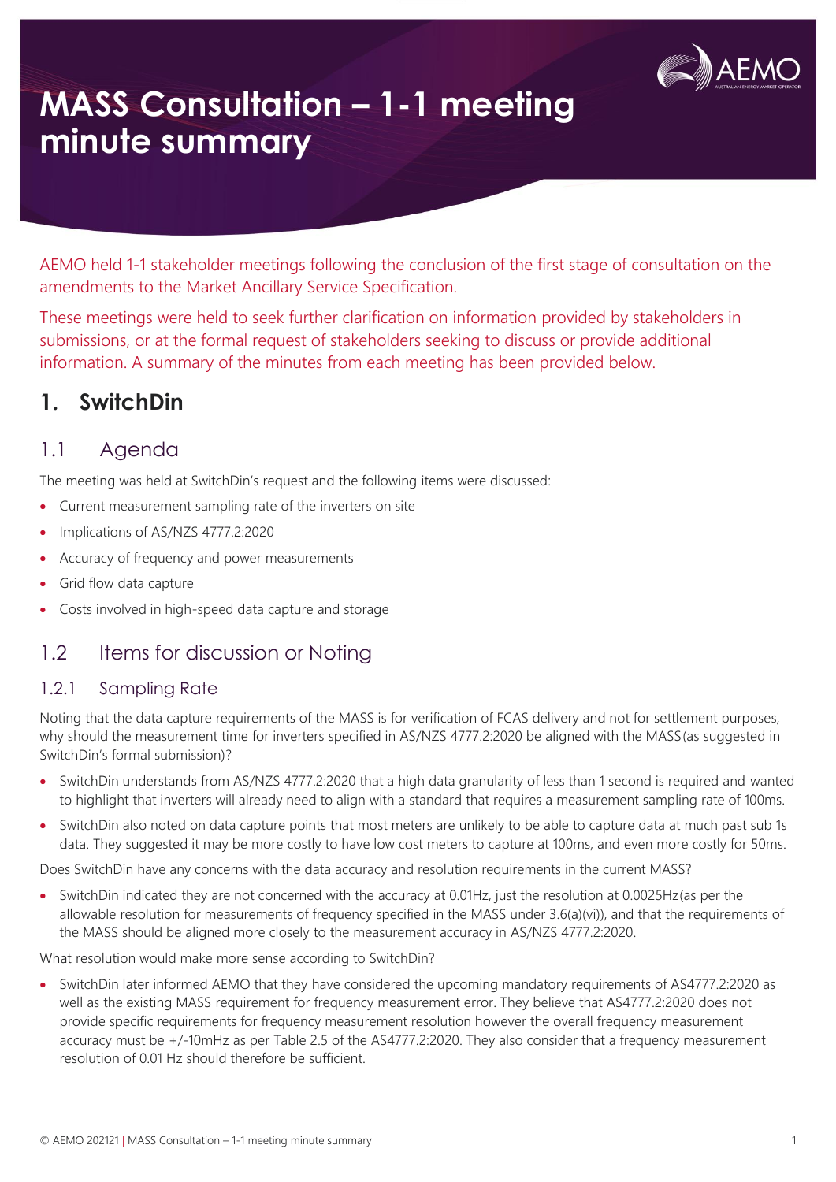# MASS Consultation – 1-1 meeting minute summary

AEMO held 1-1 stakeholder meetings following the conclusion of the first stage of consultation on the amendments to the Market Ancillary Service Specification.

These meetings were held to seek further clarification on information provided by stakeholders in submissions, or at the formal request of stakeholders seeking to discuss or provide additional information. A summary of the minutes from each meeting has been provided below.

## 1. SwitchDin

### 1.1 Agenda

The meeting was held at SwitchDin's request and the following items were discussed:

- Current measurement sampling rate of the inverters on site
- Implications of AS/NZS 4777.2:2020
- Accuracy of frequency and power measurements
- Grid flow data capture
- Costs involved in high-speed data capture and storage

### 1.2 Items for discussion or Noting

#### 1.2.1 Sampling Rate

Noting that the data capture requirements of the MASS is for verification of FCAS delivery and not for settlement purposes, why should the measurement time for inverters specified in AS/NZS 4777.2:2020 be aligned with the MASS (as suggested in SwitchDin's formal submission)?

- SwitchDin understands from AS/NZS 4777.2:2020 that a high data granularity of less than 1 second is required and wanted to highlight that inverters will already need to align with a standard that requires a measurement sampling rate of 100ms.
- SwitchDin also noted on data capture points that most meters are unlikely to be able to capture data at much past sub 1s data. They suggested it may be more costly to have low cost meters to capture at 100ms, and even more costly for 50ms.

Does SwitchDin have any concerns with the data accuracy and resolution requirements in the current MASS?

- SwitchDin indicated they are not concerned with the accuracy at 0.01Hz, just the resolution at 0.0025Hz (as per the allowable resolution for measurements of frequency specified in the MASS under 3.6(a)(vi)), and that the requirements of the MASS should be aligned more closely to the measurement accuracy in AS/NZS 4777.2:2020.

What resolution would make more sense according to SwitchDin?

- SwitchDin later informed AEMO that they have considered the upcoming mandatory requirements of AS4777.2:2020 as well as the existing MASS requirement for frequency measurement error. They believe that AS4777.2:2020 does not provide specific requirements for frequency measurement resolution however the overall frequency measurement accuracy must be +/-10mHz as per Table 2.5 of the AS4777.2:2020. They also consider that a frequency measurement resolution of 0.01 Hz should therefore be sufficient.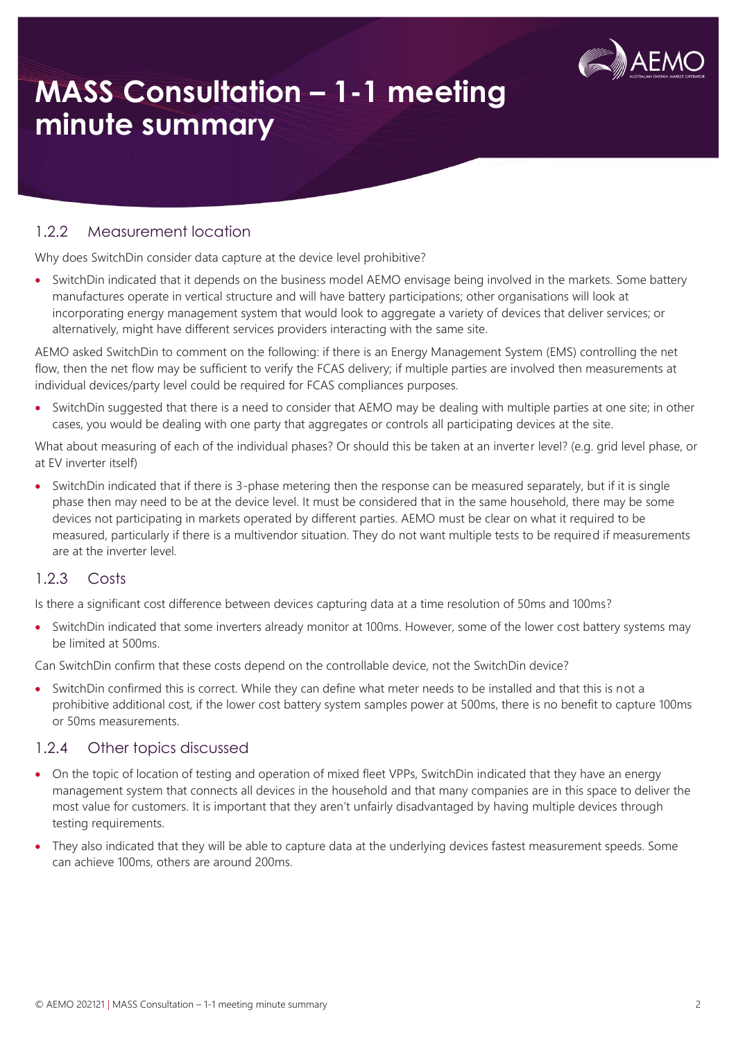# MASS Consultation – 1-1 meeting minute summary

### 1.2.2 Measurement location

Why does SwitchDin consider data capture at the device level prohibitive?

- SwitchDin indicated that it depends on the business model AEMO envisage being involved in the markets. Some battery manufactures operate in vertical structure and will have battery participations; other organisations will look at incorporating energy management system that would look to aggregate a variety of devices that deliver services; or alternatively, might have different services providers interacting with the same site.

AEMO asked SwitchDin to comment on the following: if there is an Energy Management System (EMS) controlling the net flow, then the net flow may be sufficient to verify the FCAS delivery; if multiple parties are involved then measurements at individual devices/party level could be required for FCAS compliances purposes.

- SwitchDin suggested that there is a need to consider that AEMO may be dealing with multiple parties at one site; in other cases, you would be dealing with one party that aggregates or controls all participating devices at the site.

What about measuring of each of the individual phases? Or should this be taken at an inverter level? (e.g. grid level phase, or at EV inverter itself)

- SwitchDin indicated that if there is 3-phase metering then the response can be measured separately, but if it is single phase then may need to be at the device level. It must be considered that in the same household, there may be some devices not participating in markets operated by different parties. AEMO must be clear on what it required to be measured, particularly if there is a multivendor situation. They do not want multiple tests to be required if measurements are at the inverter level.

### 1.2.3 Costs

Is there a significant cost difference between devices capturing data at a time resolution of 50ms and 100ms?

- SwitchDin indicated that some inverters already monitor at 100ms. However, some of the lower cost battery systems may be limited at 500ms.

Can SwitchDin confirm that these costs depend on the controllable device, not the SwitchDin device?

- SwitchDin confirmed this is correct. While they can define what meter needs to be installed and that this is not a prohibitive additional cost, if the lower cost battery system samples power at 500ms, there is no benefit to capture 100ms or 50ms measurements.

### 1.2.4 Other topics discussed

- On the topic of location of testing and operation of mixed fleet VPPs, SwitchDin indicated that they have an energy management system that connects all devices in the household and that many companies are in this space to deliver the most value for customers. It is important that they aren't unfairly disadvantaged by having multiple devices through testing requirements.
- They also indicated that they will be able to capture data at the underlying devices fastest measurement speeds. Some can achieve 100ms, others are around 200ms.